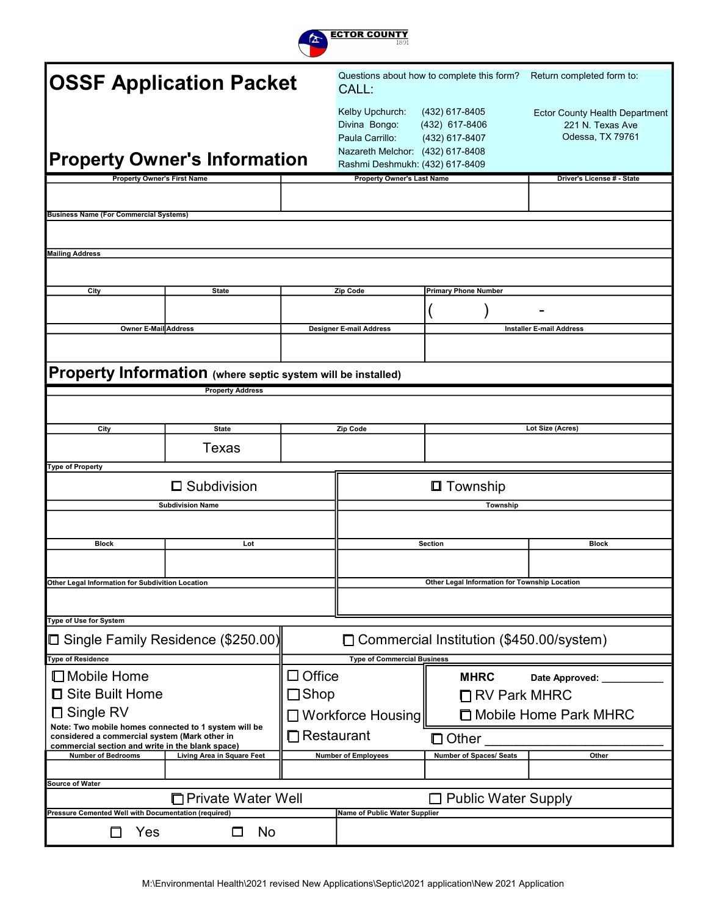ECTOR COUNTY
1891

# OSSF Application Packet

Questions about how to complete this form?
CALL:

Kelby Upchurch: (432) 617-8405
Divina Bongo: (432) 617-8406
Paula Carrillo: (432) 617-8407
Nazareth Melchor: (432) 617-8408
Rashmi Deshmukh: (432) 617-8409

Return completed form to:

Ector County Health Department
221 N. Texas Ave
Odessa, TX 79761

## Property Owner's Information

| Property Owner's First Name | Property Owner's Last Name | Driver's License # - State |
|---|---|---|
| | | |

**Business Name (For Commercial Systems)**

**Mailing Address**

| City | State | Zip Code | Primary Phone Number |
|---|---|---|---|
| | | | ( ) - |

| Owner E-Mail Address | Designer E-mail Address | Installer E-mail Address |
|---|---|---|
| | | |

## Property Information (where septic system will be installed)

**Property Address**

| City | State | Zip Code | Lot Size (Acres) |
|---|---|---|---|
| | Texas | | |

**Type of Property**

| ☐ Subdivision | | ☐ Township | |
|---|---|---|---|
| Subdivision Name | | Township | |
| | | | |
| Block | Lot | Section | Block |
| | | | |
| Other Legal Information for Subdivition Location | | Other Legal Information for Township Location | |
| | | | |

**Type of Use for System**

☐ Single Family Residence ($250.00) ☐ Commercial Institution ($450.00/system)

**Type of Residence**

☐ Mobile Home
☐ Site Built Home
☐ Single RV

Note: Two mobile homes connected to 1 system will be considered a commercial system (Mark other in commercial section and write in the blank space)

**Type of Commercial Business**

☐ Office
☐ Shop
☐ Workforce Housing
☐ Restaurant

**MHRC** Date Approved: ___________
☐ RV Park MHRC
☐ Mobile Home Park MHRC

☐ Other ___________________________

| Number of Bedrooms | Living Area in Square Feet | Number of Employees | Number of Spaces/ Seats | Other |
|---|---|---|---|---|
| | | | | |

**Source of Water**

☐ Private Water Well ☐ Public Water Supply

| Pressure Cemented Well with Documentation (required) | Name of Public Water Supplier |
|---|---|
| ☐ Yes ☐ No | |

M:\Environmental Health\2021 revised New Applications\Septic\2021 application\New 2021 Application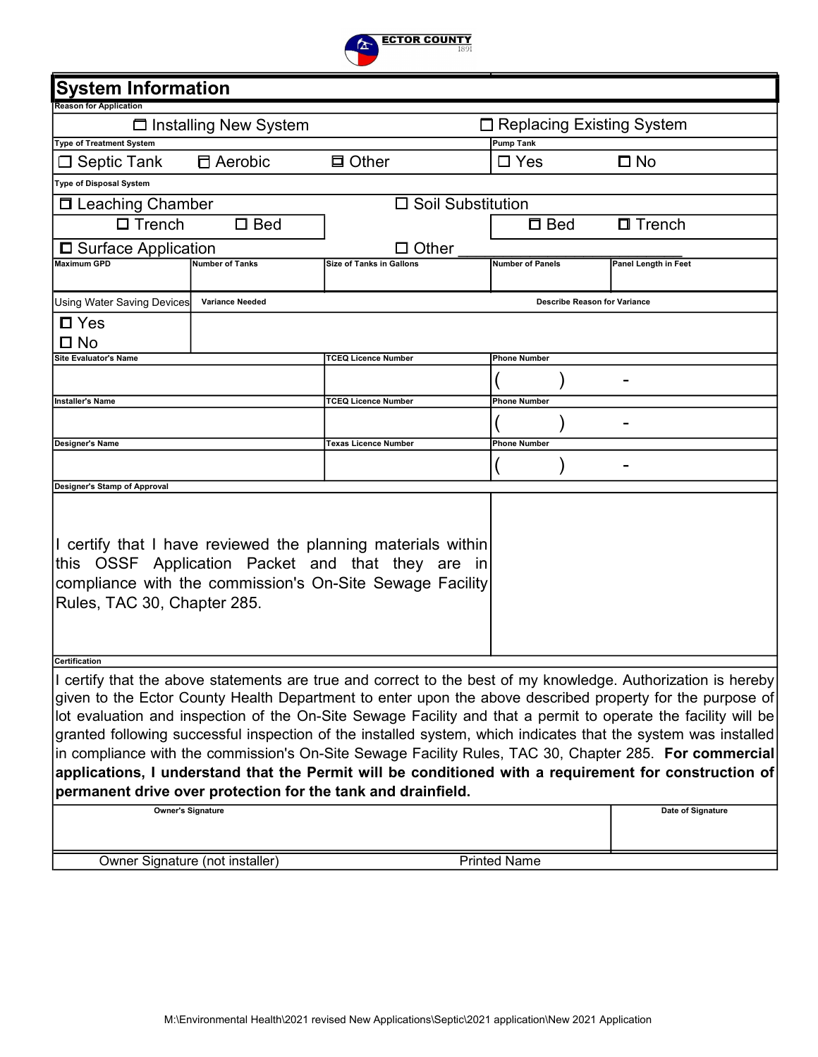ECTOR COUNTY
1891

## System Information

**Reason for Application**

☐ Installing New System ☐ Replacing Existing System

| Type of Treatment System | | | Pump Tank | |
|---|---|---|---|---|
| ☐ Septic Tank | ☐ Aerobic | ☐ Other | ☐ Yes | ☐ No |

**Type of Disposal System**

| ☐ Leaching Chamber | | | ☐ Soil Substitution | |
|---|---|---|---|---|
| ☐ Trench | ☐ Bed | | ☐ Bed | ☐ Trench |
| ☐ Surface Application | | ☐ Other ________________ | | |

| Maximum GPD | Number of Tanks | Size of Tanks in Gallons | Number of Panels | Panel Length in Feet |
|---|---|---|---|---|
| | | | | |

| Using Water Saving Devices | Variance Needed | Describe Reason for Variance |
|---|---|---|
| ☐ Yes<br>☐ No | | |

| Site Evaluator's Name | TCEQ Licence Number | Phone Number |
|---|---|---|
| | | (     ) - |

| Installer's Name | TCEQ Licence Number | Phone Number |
|---|---|---|
| | | (     ) - |

| Designer's Name | Texas Licence Number | Phone Number |
|---|---|---|
| | | (     ) - |

**Designer's Stamp of Approval**

I certify that I have reviewed the planning materials within this OSSF Application Packet and that they are in compliance with the commission's On-Site Sewage Facility Rules, TAC 30, Chapter 285.

**Certification**

I certify that the above statements are true and correct to the best of my knowledge. Authorization is hereby given to the Ector County Health Department to enter upon the above described property for the purpose of lot evaluation and inspection of the On-Site Sewage Facility and that a permit to operate the facility will be granted following successful inspection of the installed system, which indicates that the system was installed in compliance with the commission's On-Site Sewage Facility Rules, TAC 30, Chapter 285. **For commercial applications, I understand that the Permit will be conditioned with a requirement for construction of permanent drive over protection for the tank and drainfield.**

| Owner's Signature | Date of Signature |
|---|---|
| | |
| Owner Signature (not installer) | Printed Name |

M:\Environmental Health\2021 revised New Applications\Septic\2021 application\New 2021 Application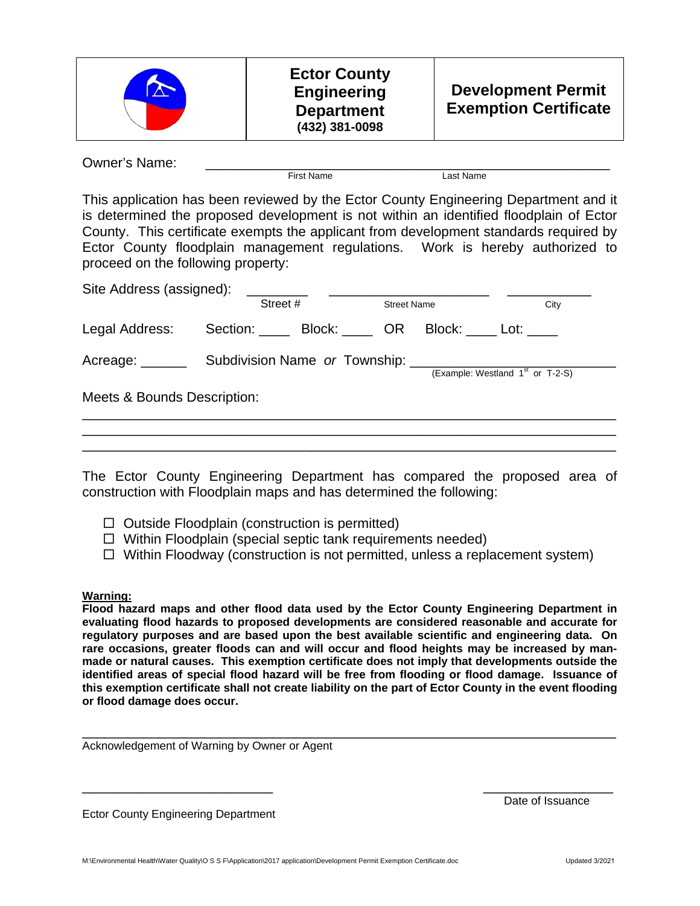| | Ector County Engineering Department (432) 381-0098 | Development Permit Exemption Certificate |
|---|---|---|

Owner's Name: ______________________________________________
First Name Last Name

This application has been reviewed by the Ector County Engineering Department and it is determined the proposed development is not within an identified floodplain of Ector County. This certificate exempts the applicant from development standards required by Ector County floodplain management regulations. Work is hereby authorized to proceed on the following property:

Site Address (assigned): ________ ____________________ __________
Street # Street Name City

Legal Address: Section: ____ Block: ____ OR Block: ____ Lot: ____

Acreage: ______ Subdivision Name *or* Township: ______________________
(Example: Westland 1st or T-2-S)

Meets & Bounds Description:

______________________________________________________________________

______________________________________________________________________

______________________________________________________________________

The Ector County Engineering Department has compared the proposed area of construction with Floodplain maps and has determined the following:

- ☐ Outside Floodplain (construction is permitted)
- ☐ Within Floodplain (special septic tank requirements needed)
- ☐ Within Floodway (construction is not permitted, unless a replacement system)

**Warning:**
**Flood hazard maps and other flood data used by the Ector County Engineering Department in evaluating flood hazards to proposed developments are considered reasonable and accurate for regulatory purposes and are based upon the best available scientific and engineering data. On rare occasions, greater floods can and will occur and flood heights may be increased by man-made or natural causes. This exemption certificate does not imply that developments outside the identified areas of special flood hazard will be free from flooding or flood damage. Issuance of this exemption certificate shall not create liability on the part of Ector County in the event flooding or flood damage does occur.**

______________________________________________________________________
Acknowledgement of Warning by Owner or Agent

___________________________ __________________
Ector County Engineering Department Date of Issuance

M:\Environmental Health\Water Quality\O S S F\Application\2017 application\Development Permit Exemption Certificate.doc Updated 3/2021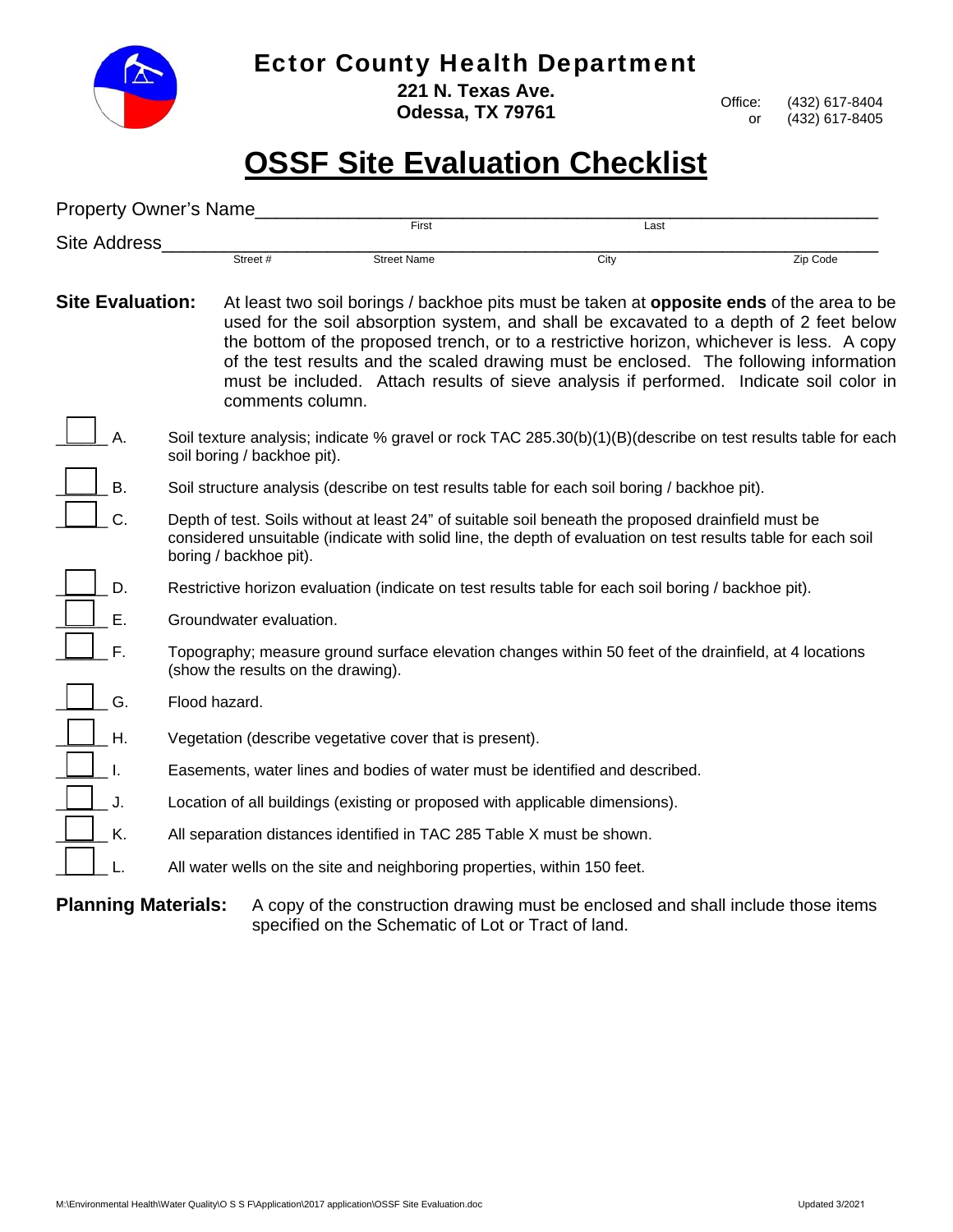# Ector County Health Department

**221 N. Texas Ave.**
**Odessa, TX 79761**

Office: (432) 617-8404
or (432) 617-8405

## OSSF Site Evaluation Checklist

Property Owner's Name_______________________________________________
First Last

Site Address_______________________________________________________
Street # Street Name City Zip Code

**Site Evaluation:** At least two soil borings / backhoe pits must be taken at **opposite ends** of the area to be used for the soil absorption system, and shall be excavated to a depth of 2 feet below the bottom of the proposed trench, or to a restrictive horizon, whichever is less. A copy of the test results and the scaled drawing must be enclosed. The following information must be included. Attach results of sieve analysis if performed. Indicate soil color in comments column.

- ☐ A. Soil texture analysis; indicate % gravel or rock TAC 285.30(b)(1)(B)(describe on test results table for each soil boring / backhoe pit).
- ☐ B. Soil structure analysis (describe on test results table for each soil boring / backhoe pit).
- ☐ C. Depth of test. Soils without at least 24" of suitable soil beneath the proposed drainfield must be considered unsuitable (indicate with solid line, the depth of evaluation on test results table for each soil boring / backhoe pit).
- ☐ D. Restrictive horizon evaluation (indicate on test results table for each soil boring / backhoe pit).
- ☐ E. Groundwater evaluation.
- ☐ F. Topography; measure ground surface elevation changes within 50 feet of the drainfield, at 4 locations (show the results on the drawing).
- ☐ G. Flood hazard.
- ☐ H. Vegetation (describe vegetative cover that is present).
- ☐ I. Easements, water lines and bodies of water must be identified and described.
- ☐ J. Location of all buildings (existing or proposed with applicable dimensions).
- ☐ K. All separation distances identified in TAC 285 Table X must be shown.
- ☐ L. All water wells on the site and neighboring properties, within 150 feet.

**Planning Materials:** A copy of the construction drawing must be enclosed and shall include those items specified on the Schematic of Lot or Tract of land.

M:\Environmental Health\Water Quality\O S S F\Application\2017 application\OSSF Site Evaluation.doc Updated 3/2021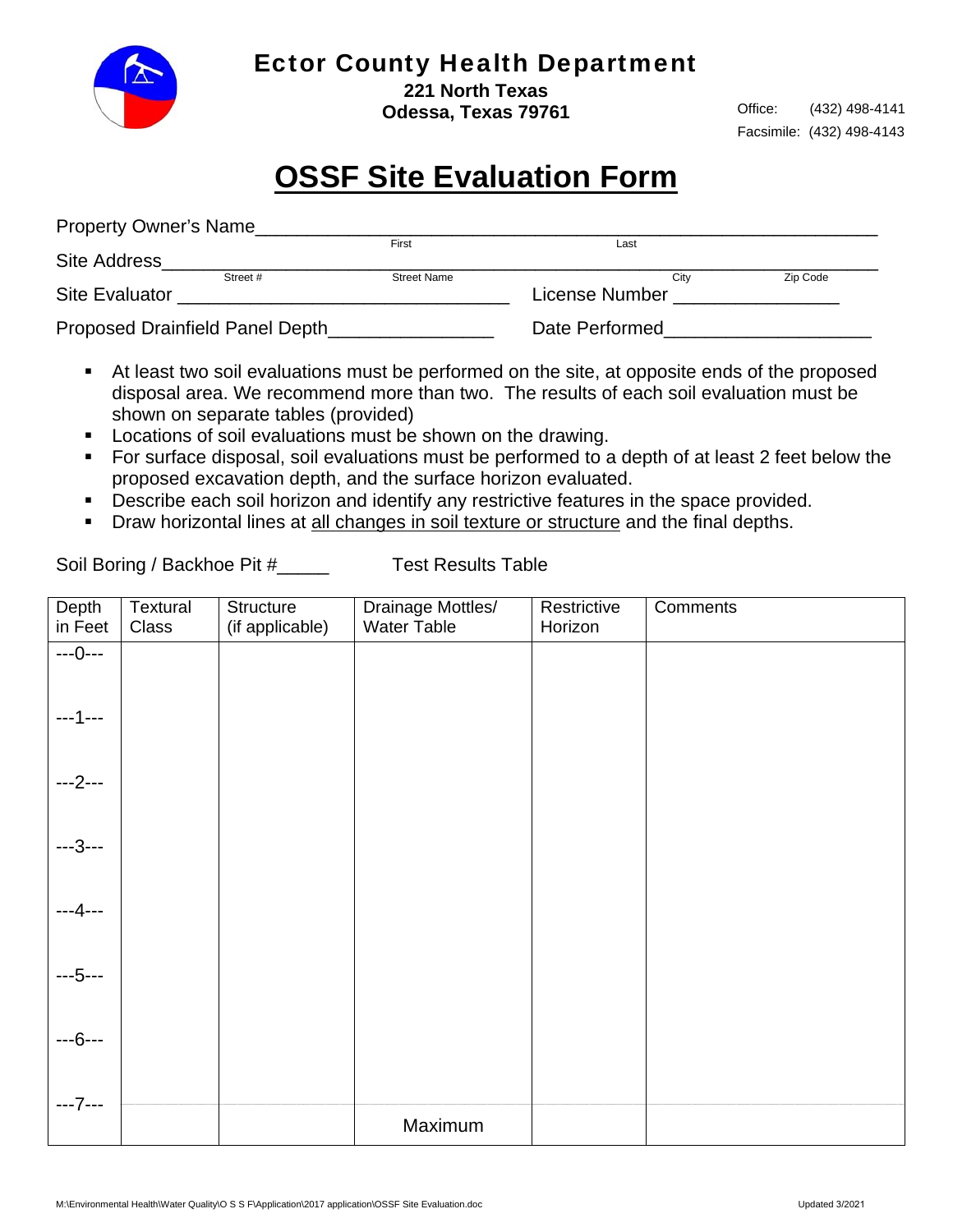# Ector County Health Department

**221 North Texas**
**Odessa, Texas 79761**

Office: (432) 498-4141
Facsimile: (432) 498-4143

## OSSF Site Evaluation Form

Property Owner's Name_______________________________________________
First Last

Site Address_______________________________________________
Street # Street Name City Zip Code

Site Evaluator _______________________________ License Number _______________

Proposed Drainfield Panel Depth_______________ Date Performed___________________

- At least two soil evaluations must be performed on the site, at opposite ends of the proposed disposal area. We recommend more than two. The results of each soil evaluation must be shown on separate tables (provided)
- Locations of soil evaluations must be shown on the drawing.
- For surface disposal, soil evaluations must be performed to a depth of at least 2 feet below the proposed excavation depth, and the surface horizon evaluated.
- Describe each soil horizon and identify any restrictive features in the space provided.
- Draw horizontal lines at all changes in soil texture or structure and the final depths.

Soil Boring / Backhoe Pit #_____ Test Results Table

| Depth in Feet | Textural Class | Structure (if applicable) | Drainage Mottles/ Water Table | Restrictive Horizon | Comments |
|---|---|---|---|---|---|
| ---0--- | | | | | |
| ---1--- | | | | | |
| ---2--- | | | | | |
| ---3--- | | | | | |
| ---4--- | | | | | |
| ---5--- | | | | | |
| ---6--- | | | | | |
| ---7--- | | | Maximum | | |

M:\Environmental Health\Water Quality\O S S F\Application\2017 application\OSSF Site Evaluation.doc

Updated 3/2021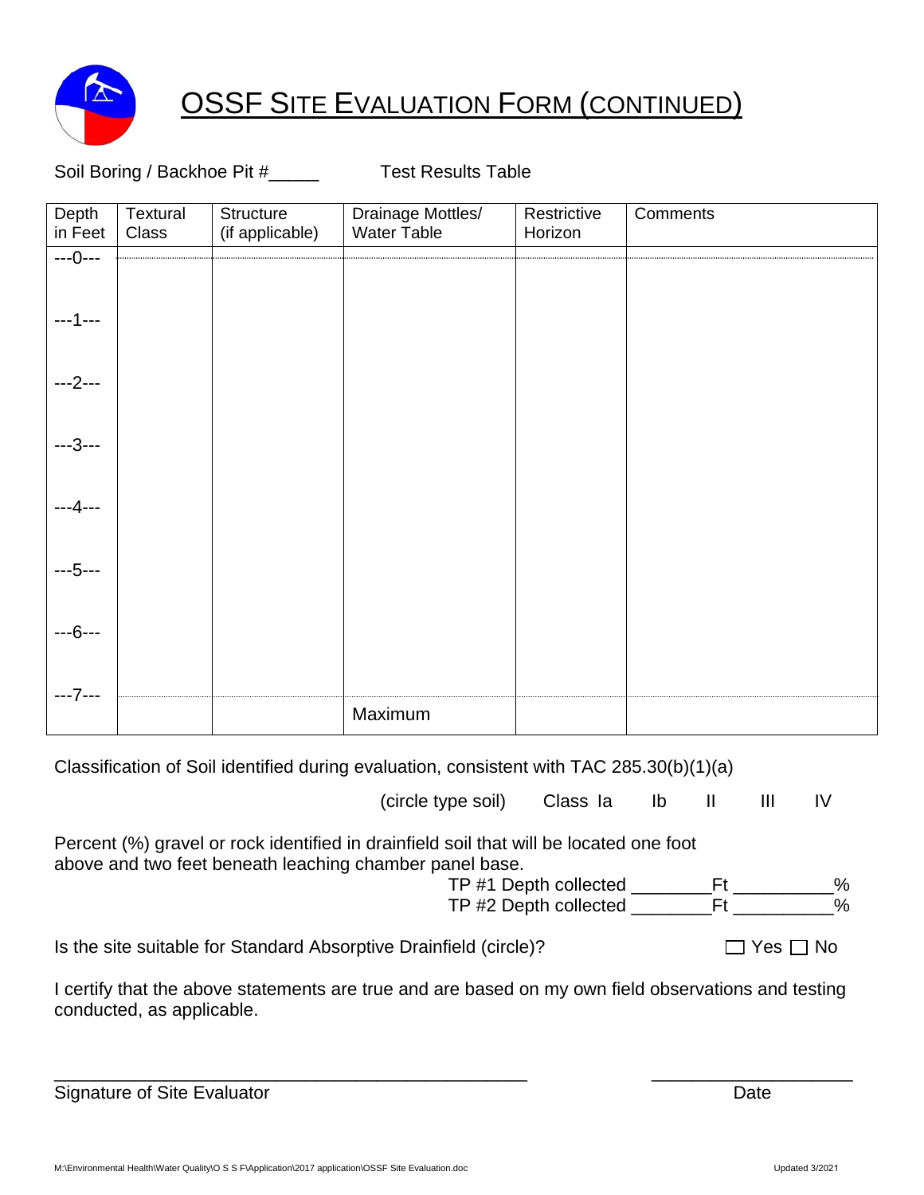# OSSF SITE EVALUATION FORM (CONTINUED)

Soil Boring / Backhoe Pit #_____ Test Results Table

| Depth in Feet | Textural Class | Structure (if applicable) | Drainage Mottles/ Water Table | Restrictive Horizon | Comments |
|---|---|---|---|---|---|
| ---0--- | | | | | |
| ---1--- | | | | | |
| ---2--- | | | | | |
| ---3--- | | | | | |
| ---4--- | | | | | |
| ---5--- | | | | | |
| ---6--- | | | | | |
| ---7--- | | | | | |
| | | | Maximum | | |

Classification of Soil identified during evaluation, consistent with TAC 285.30(b)(1)(a)

(circle type soil) Class Ia Ib II III IV

Percent (%) gravel or rock identified in drainfield soil that will be located one foot above and two feet beneath leaching chamber panel base.

TP #1 Depth collected ________Ft __________%

TP #2 Depth collected ________Ft __________%

Is the site suitable for Standard Absorptive Drainfield (circle)? ☐ Yes ☐ No

I certify that the above statements are true and are based on my own field observations and testing conducted, as applicable.

_______________________________________________ ____________________

Signature of Site Evaluator Date

M:\Environmental Health\Water Quality\O S S F\Application\2017 application\OSSF Site Evaluation.doc Updated 3/2021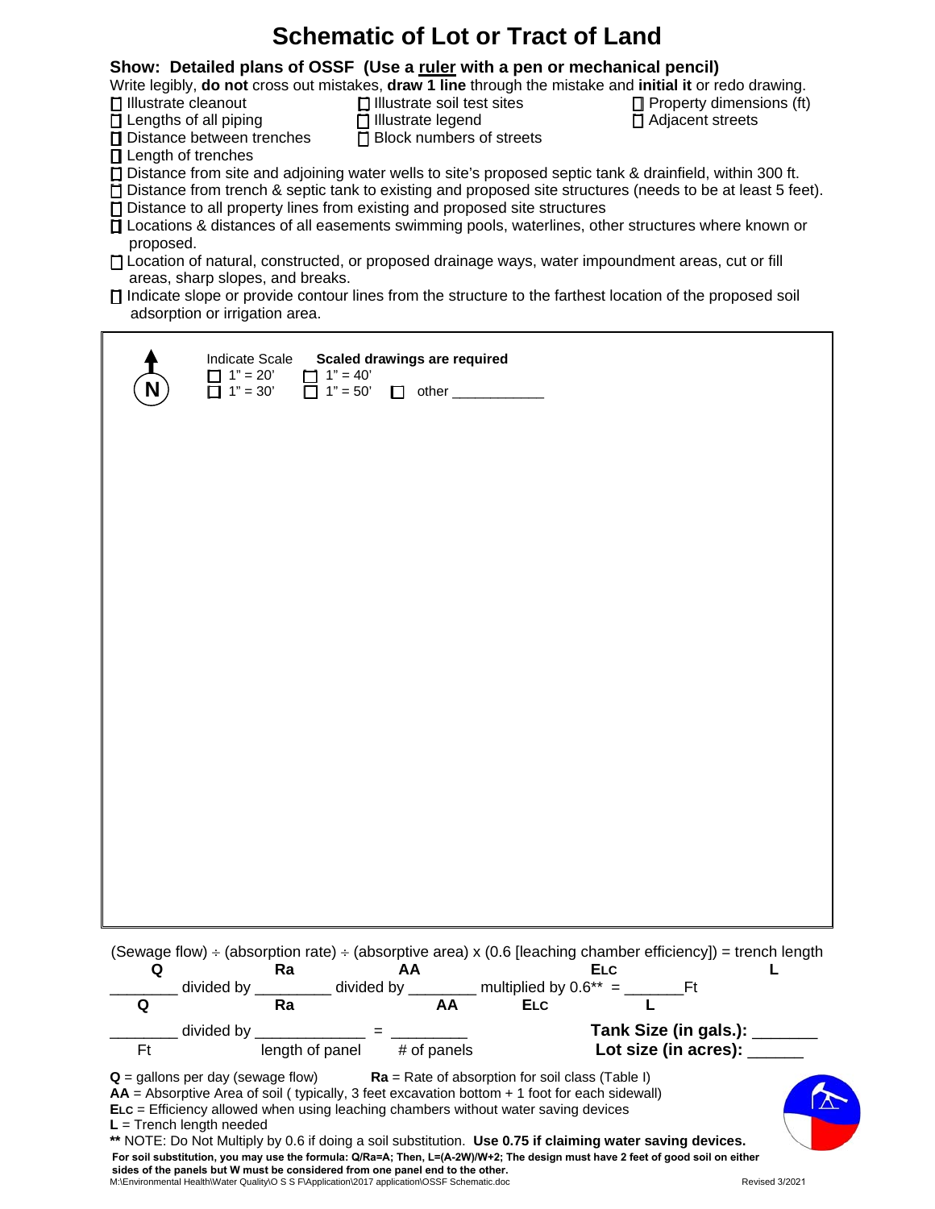# Schematic of Lot or Tract of Land

**Show: Detailed plans of OSSF (Use a ruler with a pen or mechanical pencil)**

Write legibly, **do not** cross out mistakes, **draw 1 line** through the mistake and **initial it** or redo drawing.

- ☐ Illustrate cleanout
- ☐ Illustrate soil test sites
- ☐ Property dimensions (ft)
- ☐ Lengths of all piping
- ☐ Illustrate legend
- ☐ Adjacent streets
- ☐ Distance between trenches
- ☐ Block numbers of streets
- ☐ Length of trenches
- ☐ Distance from site and adjoining water wells to site's proposed septic tank & drainfield, within 300 ft.
- ☐ Distance from trench & septic tank to existing and proposed site structures (needs to be at least 5 feet).
- ☐ Distance to all property lines from existing and proposed site structures
- ☐ Locations & distances of all easements swimming pools, waterlines, other structures where known or proposed.
- ☐ Location of natural, constructed, or proposed drainage ways, water impoundment areas, cut or fill areas, sharp slopes, and breaks.
- ☐ Indicate slope or provide contour lines from the structure to the farthest location of the proposed soil adsorption or irrigation area.

N

Indicate Scale **Scaled drawings are required**

☐ 1" = 20' ☐ 1" = 40'
☐ 1" = 30' ☐ 1" = 50' ☐ other ____________

(Sewage flow) ÷ (absorption rate) ÷ (absorptive area) x (0.6 [leaching chamber efficiency]) = trench length

**Q** **Ra** **AA** **ELC** **L**

________ divided by ________ divided by ________ multiplied by 0.6** = _______Ft

**Q** **Ra** **AA** **ELC** **L**

________ divided by _____________ = _________

Ft length of panel # of panels

**Tank Size (in gals.):** _______

**Lot size (in acres):** ______

**Q** = gallons per day (sewage flow) **Ra** = Rate of absorption for soil class (Table I)

**AA** = Absorptive Area of soil ( typically, 3 feet excavation bottom + 1 foot for each sidewall)

**ELC** = Efficiency allowed when using leaching chambers without water saving devices

**L** = Trench length needed

**\*\*** NOTE: Do Not Multiply by 0.6 if doing a soil substitution. **Use 0.75 if claiming water saving devices.**

**For soil substitution, you may use the formula: Q/Ra=A; Then, L=(A-2W)/W+2; The design must have 2 feet of good soil on either sides of the panels but W must be considered from one panel end to the other.**

M:\Environmental Health\Water Quality\O S S F\Application\2017 application\OSSF Schematic.doc Revised 3/2021